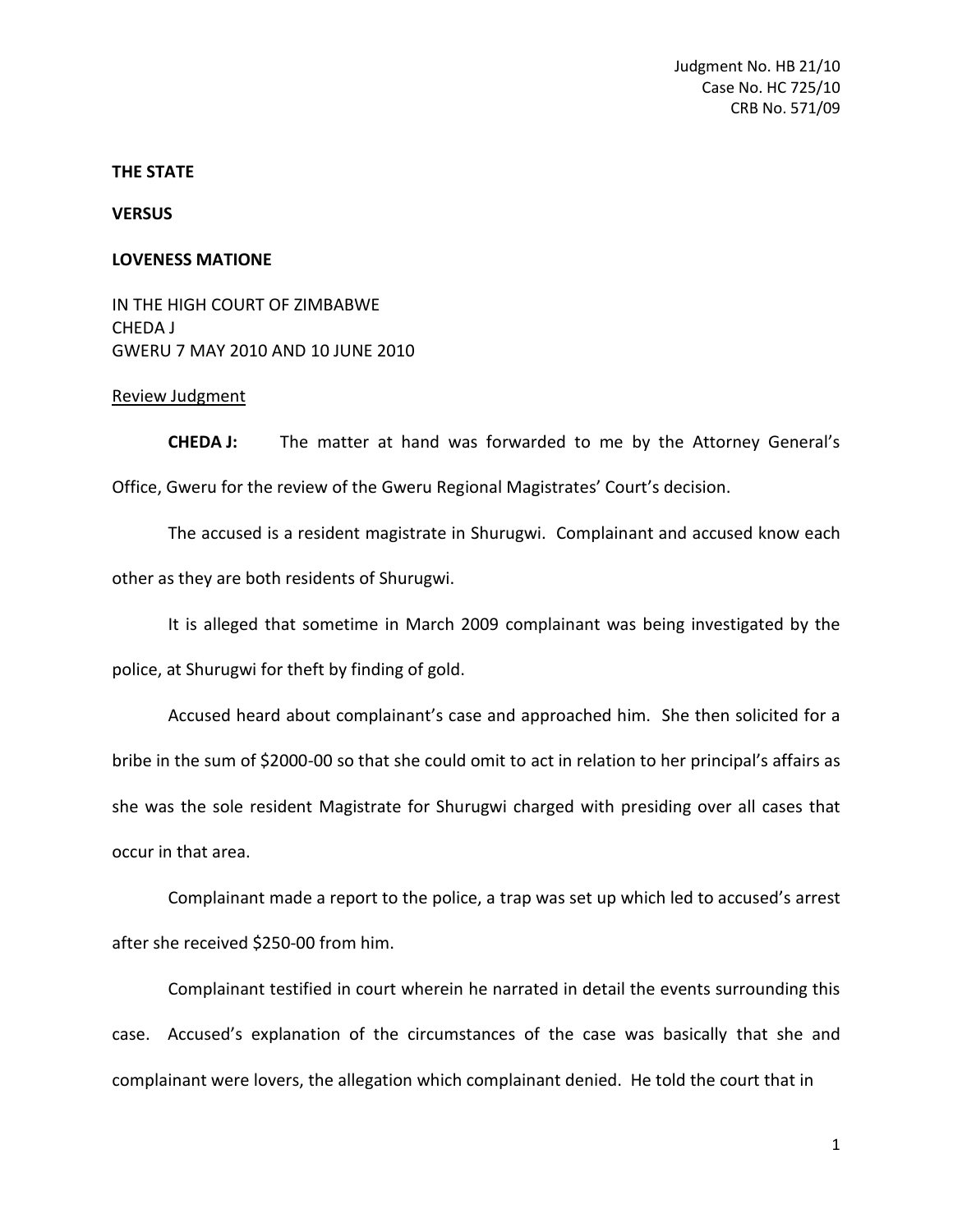Judgment No. HB 21/10
Case No. HC 725/10
CRB No. 571/09

**THE STATE**

**VERSUS**

**LOVENESS MATIONE**

IN THE HIGH COURT OF ZIMBABWE
CHEDA J
GWERU 7 MAY 2010 AND 10 JUNE 2010

Review Judgment

**CHEDA J:** The matter at hand was forwarded to me by the Attorney General's Office, Gweru for the review of the Gweru Regional Magistrates' Court's decision.

The accused is a resident magistrate in Shurugwi. Complainant and accused know each other as they are both residents of Shurugwi.

It is alleged that sometime in March 2009 complainant was being investigated by the police, at Shurugwi for theft by finding of gold.

Accused heard about complainant's case and approached him. She then solicited for a bribe in the sum of $2000-00 so that she could omit to act in relation to her principal's affairs as she was the sole resident Magistrate for Shurugwi charged with presiding over all cases that occur in that area.

Complainant made a report to the police, a trap was set up which led to accused's arrest after she received $250-00 from him.

Complainant testified in court wherein he narrated in detail the events surrounding this case. Accused's explanation of the circumstances of the case was basically that she and complainant were lovers, the allegation which complainant denied. He told the court that in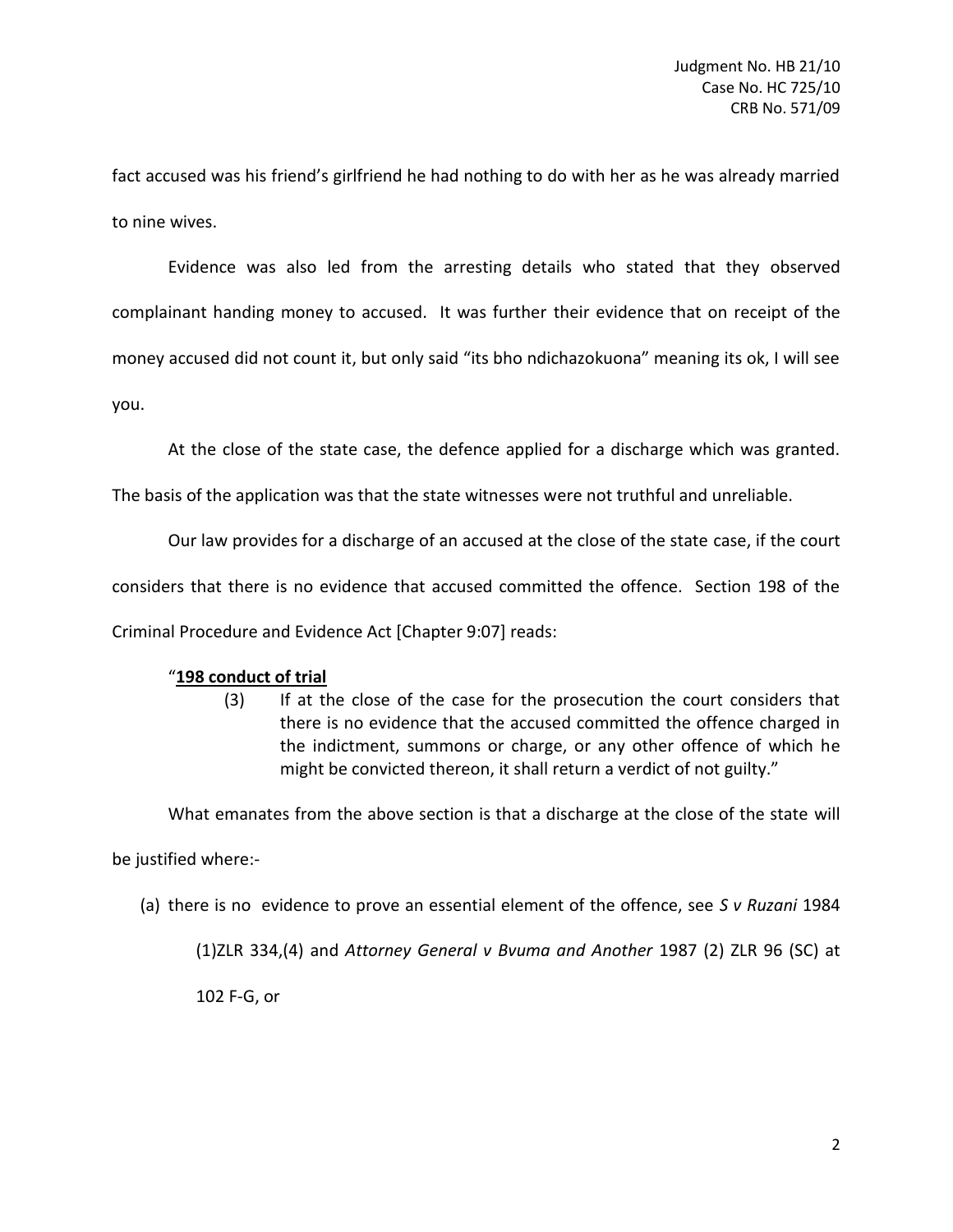fact accused was his friend's girlfriend he had nothing to do with her as he was already married to nine wives.

Evidence was also led from the arresting details who stated that they observed complainant handing money to accused. It was further their evidence that on receipt of the money accused did not count it, but only said "its bho ndichazokuona" meaning its ok, I will see you.

At the close of the state case, the defence applied for a discharge which was granted. The basis of the application was that the state witnesses were not truthful and unreliable.

Our law provides for a discharge of an accused at the close of the state case, if the court considers that there is no evidence that accused committed the offence. Section 198 of the Criminal Procedure and Evidence Act [Chapter 9:07] reads:

> "**198 conduct of trial**
>
> (3) If at the close of the case for the prosecution the court considers that there is no evidence that the accused committed the offence charged in the indictment, summons or charge, or any other offence of which he might be convicted thereon, it shall return a verdict of not guilty."

What emanates from the above section is that a discharge at the close of the state will be justified where:-

(a) there is no evidence to prove an essential element of the offence, see *S v Ruzani* 1984 (1)ZLR 334,(4) and *Attorney General v Bvuma and Another* 1987 (2) ZLR 96 (SC) at 102 F-G, or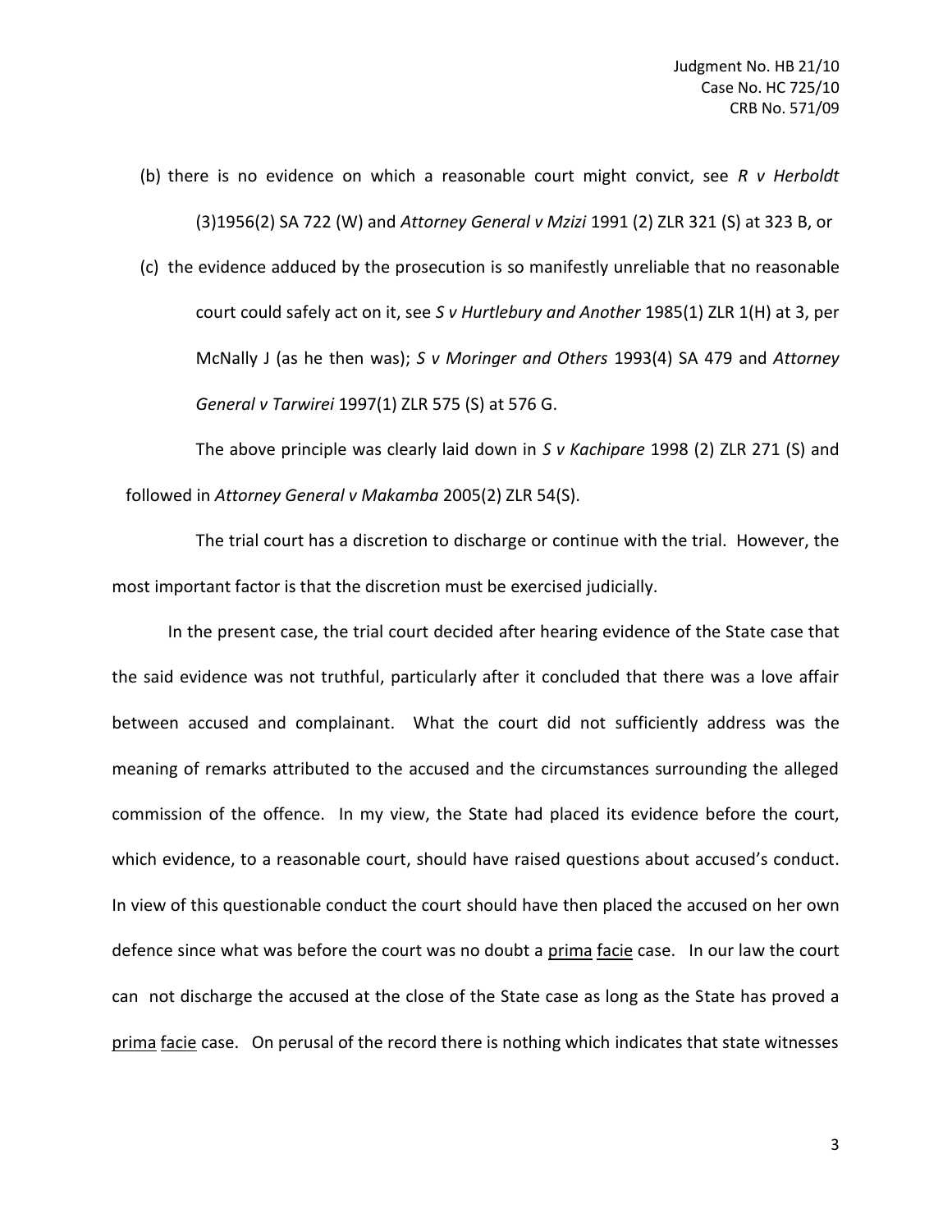(b) there is no evidence on which a reasonable court might convict, see *R v Herboldt* (3)1956(2) SA 722 (W) and *Attorney General v Mzizi* 1991 (2) ZLR 321 (S) at 323 B, or

(c) the evidence adduced by the prosecution is so manifestly unreliable that no reasonable court could safely act on it, see *S v Hurtlebury and Another* 1985(1) ZLR 1(H) at 3, per McNally J (as he then was); *S v Moringer and Others* 1993(4) SA 479 and *Attorney General v Tarwirei* 1997(1) ZLR 575 (S) at 576 G.

The above principle was clearly laid down in *S v Kachipare* 1998 (2) ZLR 271 (S) and followed in *Attorney General v Makamba* 2005(2) ZLR 54(S).

The trial court has a discretion to discharge or continue with the trial. However, the most important factor is that the discretion must be exercised judicially.

In the present case, the trial court decided after hearing evidence of the State case that the said evidence was not truthful, particularly after it concluded that there was a love affair between accused and complainant. What the court did not sufficiently address was the meaning of remarks attributed to the accused and the circumstances surrounding the alleged commission of the offence. In my view, the State had placed its evidence before the court, which evidence, to a reasonable court, should have raised questions about accused's conduct. In view of this questionable conduct the court should have then placed the accused on her own defence since what was before the court was no doubt a prima facie case. In our law the court can not discharge the accused at the close of the State case as long as the State has proved a prima facie case. On perusal of the record there is nothing which indicates that state witnesses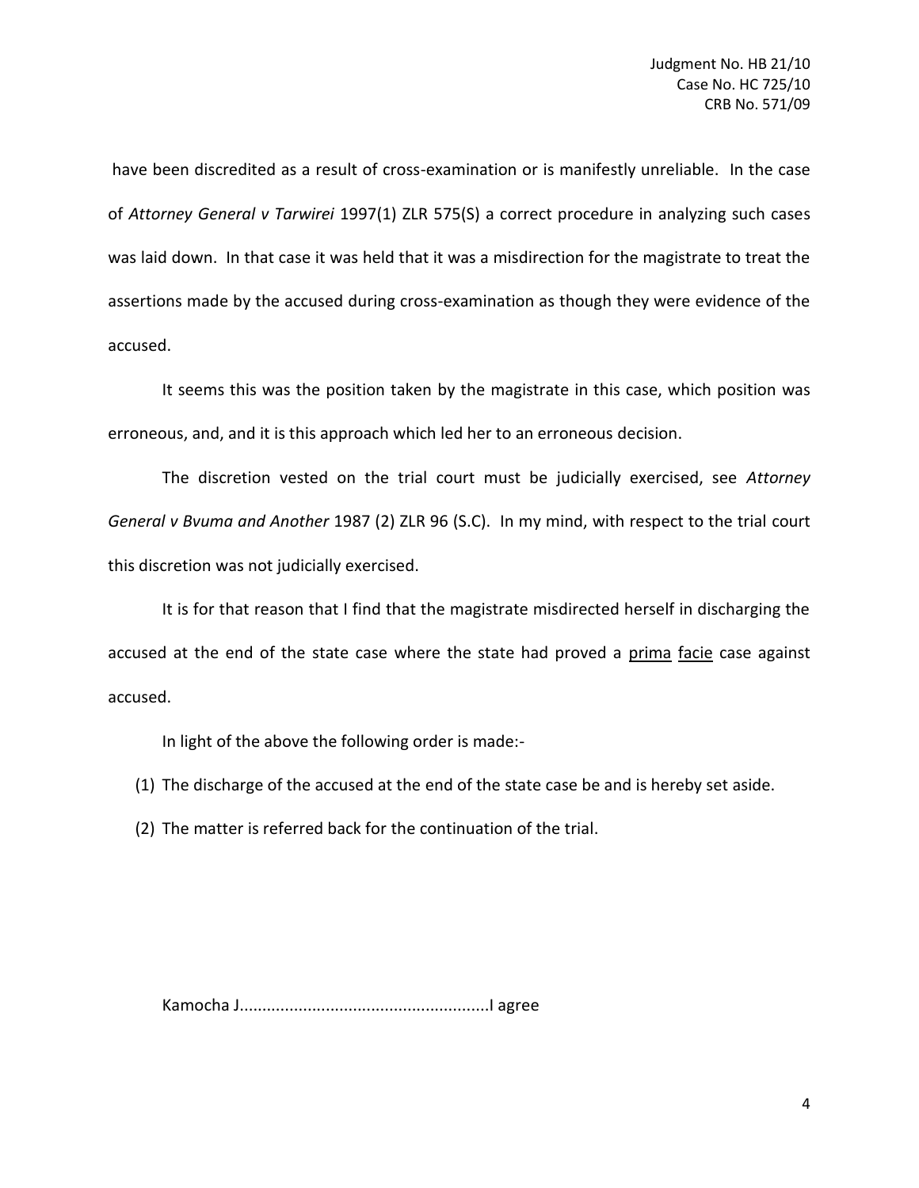have been discredited as a result of cross-examination or is manifestly unreliable. In the case of *Attorney General v Tarwirei* 1997(1) ZLR 575(S) a correct procedure in analyzing such cases was laid down. In that case it was held that it was a misdirection for the magistrate to treat the assertions made by the accused during cross-examination as though they were evidence of the accused.

It seems this was the position taken by the magistrate in this case, which position was erroneous, and, and it is this approach which led her to an erroneous decision.

The discretion vested on the trial court must be judicially exercised, see *Attorney General v Bvuma and Another* 1987 (2) ZLR 96 (S.C). In my mind, with respect to the trial court this discretion was not judicially exercised.

It is for that reason that I find that the magistrate misdirected herself in discharging the accused at the end of the state case where the state had proved a <u>prima</u> <u>facie</u> case against accused.

In light of the above the following order is made:-

(1) The discharge of the accused at the end of the state case be and is hereby set aside.

(2) The matter is referred back for the continuation of the trial.

Kamocha J......................................................I agree